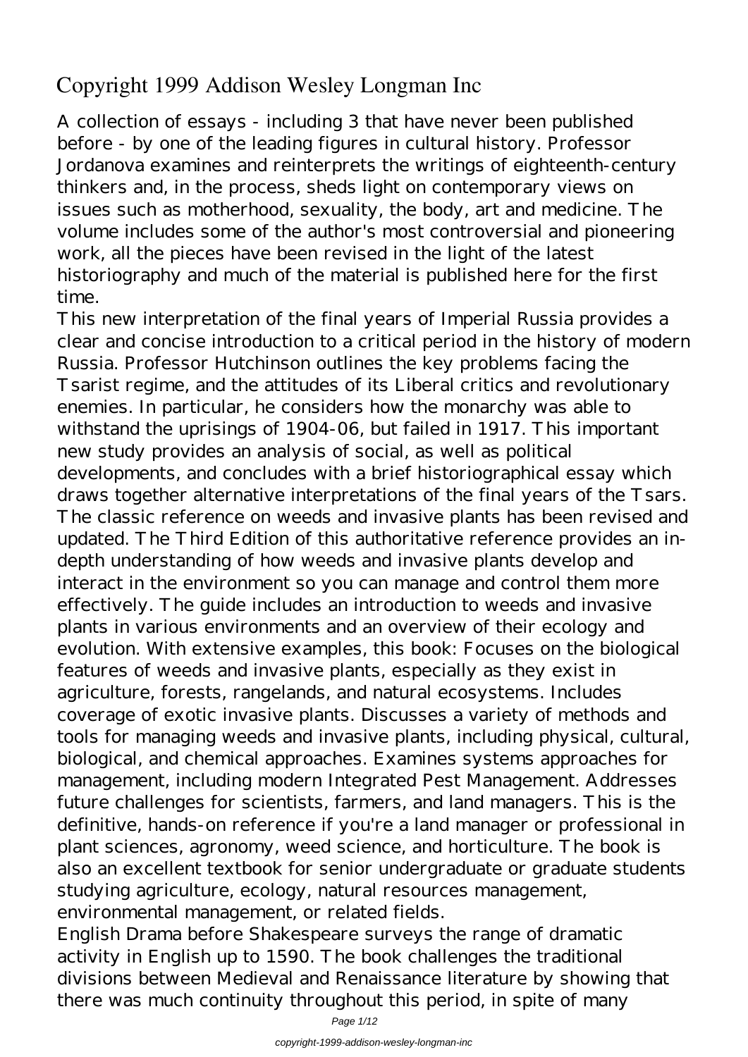# Copyright 1999 Addison Wesley Longman Inc

A collection of essays - including 3 that have never been published before - by one of the leading figures in cultural history. Professor Jordanova examines and reinterprets the writings of eighteenth-century thinkers and, in the process, sheds light on contemporary views on issues such as motherhood, sexuality, the body, art and medicine. The volume includes some of the author's most controversial and pioneering work, all the pieces have been revised in the light of the latest historiography and much of the material is published here for the first time.

This new interpretation of the final years of Imperial Russia provides a clear and concise introduction to a critical period in the history of modern Russia. Professor Hutchinson outlines the key problems facing the Tsarist regime, and the attitudes of its Liberal critics and revolutionary enemies. In particular, he considers how the monarchy was able to withstand the uprisings of 1904-06, but failed in 1917. This important new study provides an analysis of social, as well as political developments, and concludes with a brief historiographical essay which draws together alternative interpretations of the final years of the Tsars.

The classic reference on weeds and invasive plants has been revised and updated. The Third Edition of this authoritative reference provides an in-depth understanding of how weeds and invasive plants develop and interact in the environment so you can manage and control them more effectively. The guide includes an introduction to weeds and invasive plants in various environments and an overview of their ecology and evolution. With extensive examples, this book: Focuses on the biological features of weeds and invasive plants, especially as they exist in agriculture, forests, rangelands, and natural ecosystems. Includes coverage of exotic invasive plants. Discusses a variety of methods and tools for managing weeds and invasive plants, including physical, cultural, biological, and chemical approaches. Examines systems approaches for management, including modern Integrated Pest Management. Addresses future challenges for scientists, farmers, and land managers. This is the definitive, hands-on reference if you're a land manager or professional in plant sciences, agronomy, weed science, and horticulture. The book is also an excellent textbook for senior undergraduate or graduate students studying agriculture, ecology, natural resources management, environmental management, or related fields.

English Drama before Shakespeare surveys the range of dramatic activity in English up to 1590. The book challenges the traditional divisions between Medieval and Renaissance literature by showing that there was much continuity throughout this period, in spite of many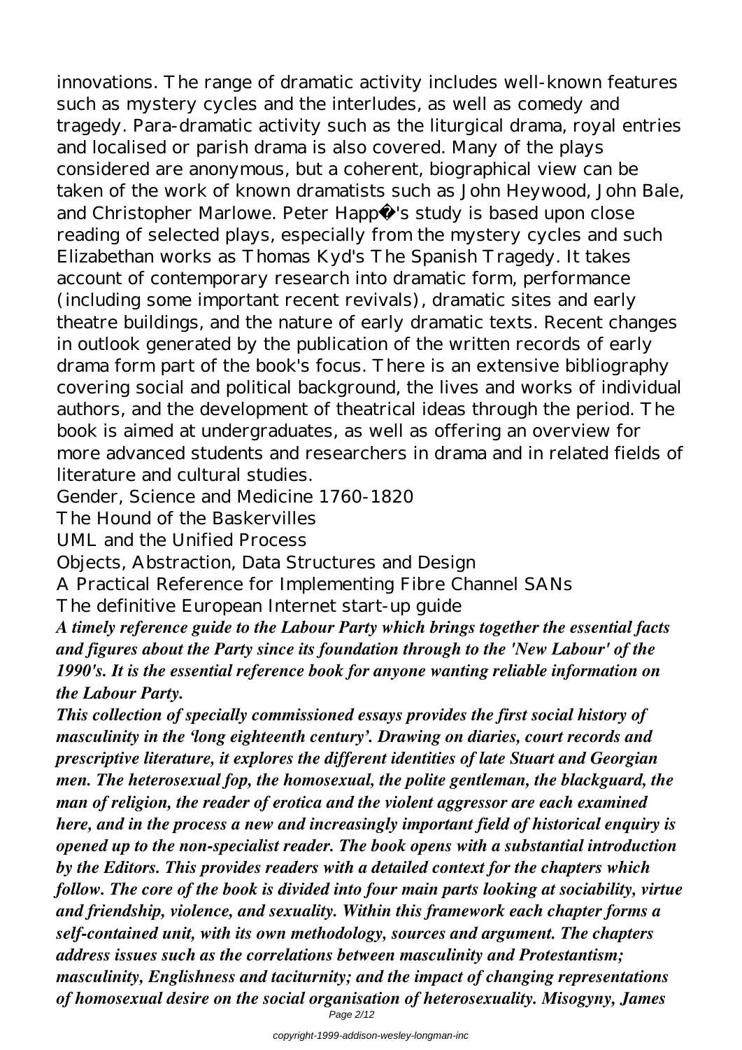innovations. The range of dramatic activity includes well-known features such as mystery cycles and the interludes, as well as comedy and tragedy. Para-dramatic activity such as the liturgical drama, royal entries and localised or parish drama is also covered. Many of the plays considered are anonymous, but a coherent, biographical view can be taken of the work of known dramatists such as John Heywood, John Bale, and Christopher Marlowe. Peter Happ�'s study is based upon close reading of selected plays, especially from the mystery cycles and such Elizabethan works as Thomas Kyd's The Spanish Tragedy. It takes account of contemporary research into dramatic form, performance (including some important recent revivals), dramatic sites and early theatre buildings, and the nature of early dramatic texts. Recent changes in outlook generated by the publication of the written records of early drama form part of the book's focus. There is an extensive bibliography covering social and political background, the lives and works of individual authors, and the development of theatrical ideas through the period. The book is aimed at undergraduates, as well as offering an overview for more advanced students and researchers in drama and in related fields of literature and cultural studies.

Gender, Science and Medicine 1760-1820

The Hound of the Baskervilles

UML and the Unified Process

Objects, Abstraction, Data Structures and Design

A Practical Reference for Implementing Fibre Channel SANs

The definitive European Internet start-up guide

***A timely reference guide to the Labour Party which brings together the essential facts and figures about the Party since its foundation through to the 'New Labour' of the 1990's. It is the essential reference book for anyone wanting reliable information on the Labour Party.***

***This collection of specially commissioned essays provides the first social history of masculinity in the 'long eighteenth century'. Drawing on diaries, court records and prescriptive literature, it explores the different identities of late Stuart and Georgian men. The heterosexual fop, the homosexual, the polite gentleman, the blackguard, the man of religion, the reader of erotica and the violent aggressor are each examined here, and in the process a new and increasingly important field of historical enquiry is opened up to the non-specialist reader. The book opens with a substantial introduction by the Editors. This provides readers with a detailed context for the chapters which follow. The core of the book is divided into four main parts looking at sociability, virtue and friendship, violence, and sexuality. Within this framework each chapter forms a self-contained unit, with its own methodology, sources and argument. The chapters address issues such as the correlations between masculinity and Protestantism; masculinity, Englishness and taciturnity; and the impact of changing representations of homosexual desire on the social organisation of heterosexuality. Misogyny, James***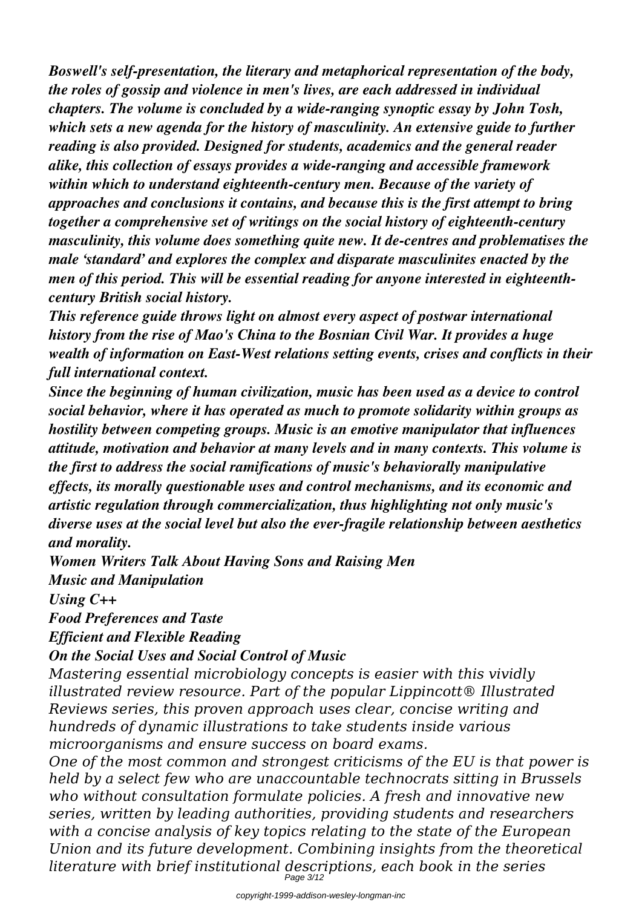*Boswell's self-presentation, the literary and metaphorical representation of the body, the roles of gossip and violence in men's lives, are each addressed in individual chapters. The volume is concluded by a wide-ranging synoptic essay by John Tosh, which sets a new agenda for the history of masculinity. An extensive guide to further reading is also provided. Designed for students, academics and the general reader alike, this collection of essays provides a wide-ranging and accessible framework within which to understand eighteenth-century men. Because of the variety of approaches and conclusions it contains, and because this is the first attempt to bring together a comprehensive set of writings on the social history of eighteenth-century masculinity, this volume does something quite new. It de-centres and problematises the male 'standard' and explores the complex and disparate masculinites enacted by the men of this period. This will be essential reading for anyone interested in eighteenth-century British social history.*

*This reference guide throws light on almost every aspect of postwar international history from the rise of Mao's China to the Bosnian Civil War. It provides a huge wealth of information on East-West relations setting events, crises and conflicts in their full international context.*

*Since the beginning of human civilization, music has been used as a device to control social behavior, where it has operated as much to promote solidarity within groups as hostility between competing groups. Music is an emotive manipulator that influences attitude, motivation and behavior at many levels and in many contexts. This volume is the first to address the social ramifications of music's behaviorally manipulative effects, its morally questionable uses and control mechanisms, and its economic and artistic regulation through commercialization, thus highlighting not only music's diverse uses at the social level but also the ever-fragile relationship between aesthetics and morality.*

*Women Writers Talk About Having Sons and Raising Men*

*Music and Manipulation*

*Using C++*

*Food Preferences and Taste*

*Efficient and Flexible Reading*

*On the Social Uses and Social Control of Music*

*Mastering essential microbiology concepts is easier with this vividly illustrated review resource. Part of the popular Lippincott® Illustrated Reviews series, this proven approach uses clear, concise writing and hundreds of dynamic illustrations to take students inside various microorganisms and ensure success on board exams.*

*One of the most common and strongest criticisms of the EU is that power is held by a select few who are unaccountable technocrats sitting in Brussels who without consultation formulate policies. A fresh and innovative new series, written by leading authorities, providing students and researchers with a concise analysis of key topics relating to the state of the European Union and its future development. Combining insights from the theoretical literature with brief institutional descriptions, each book in the series*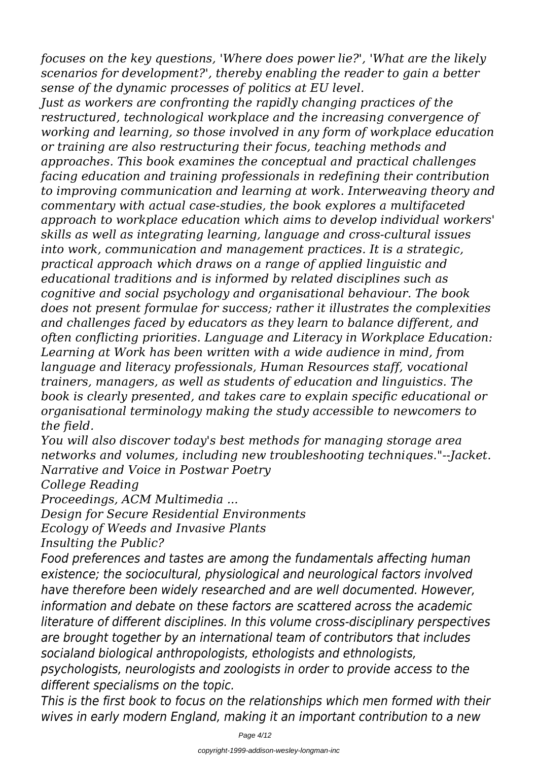*focuses on the key questions, 'Where does power lie?', 'What are the likely scenarios for development?', thereby enabling the reader to gain a better sense of the dynamic processes of politics at EU level.*

*Just as workers are confronting the rapidly changing practices of the restructured, technological workplace and the increasing convergence of working and learning, so those involved in any form of workplace education or training are also restructuring their focus, teaching methods and approaches. This book examines the conceptual and practical challenges facing education and training professionals in redefining their contribution to improving communication and learning at work. Interweaving theory and commentary with actual case-studies, the book explores a multifaceted approach to workplace education which aims to develop individual workers' skills as well as integrating learning, language and cross-cultural issues into work, communication and management practices. It is a strategic, practical approach which draws on a range of applied linguistic and educational traditions and is informed by related disciplines such as cognitive and social psychology and organisational behaviour. The book does not present formulae for success; rather it illustrates the complexities and challenges faced by educators as they learn to balance different, and often conflicting priorities. Language and Literacy in Workplace Education: Learning at Work has been written with a wide audience in mind, from language and literacy professionals, Human Resources staff, vocational trainers, managers, as well as students of education and linguistics. The book is clearly presented, and takes care to explain specific educational or organisational terminology making the study accessible to newcomers to the field.*

*You will also discover today's best methods for managing storage area networks and volumes, including new troubleshooting techniques."--Jacket.*

*Narrative and Voice in Postwar Poetry*

*College Reading*

*Proceedings, ACM Multimedia ...*

*Design for Secure Residential Environments*

*Ecology of Weeds and Invasive Plants*

*Insulting the Public?*

*Food preferences and tastes are among the fundamentals affecting human existence; the sociocultural, physiological and neurological factors involved have therefore been widely researched and are well documented. However, information and debate on these factors are scattered across the academic literature of different disciplines. In this volume cross-disciplinary perspectives are brought together by an international team of contributors that includes socialand biological anthropologists, ethologists and ethnologists, psychologists, neurologists and zoologists in order to provide access to the different specialisms on the topic.*

*This is the first book to focus on the relationships which men formed with their wives in early modern England, making it an important contribution to a new*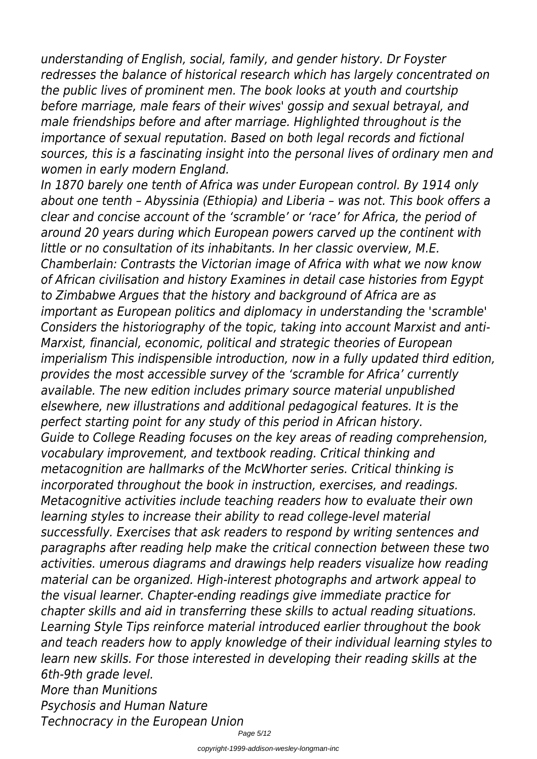*understanding of English, social, family, and gender history. Dr Foyster redresses the balance of historical research which has largely concentrated on the public lives of prominent men. The book looks at youth and courtship before marriage, male fears of their wives' gossip and sexual betrayal, and male friendships before and after marriage. Highlighted throughout is the importance of sexual reputation. Based on both legal records and fictional sources, this is a fascinating insight into the personal lives of ordinary men and women in early modern England.*

*In 1870 barely one tenth of Africa was under European control. By 1914 only about one tenth – Abyssinia (Ethiopia) and Liberia – was not. This book offers a clear and concise account of the 'scramble' or 'race' for Africa, the period of around 20 years during which European powers carved up the continent with little or no consultation of its inhabitants. In her classic overview, M.E. Chamberlain: Contrasts the Victorian image of Africa with what we now know of African civilisation and history Examines in detail case histories from Egypt to Zimbabwe Argues that the history and background of Africa are as important as European politics and diplomacy in understanding the 'scramble' Considers the historiography of the topic, taking into account Marxist and anti-Marxist, financial, economic, political and strategic theories of European imperialism This indispensible introduction, now in a fully updated third edition, provides the most accessible survey of the 'scramble for Africa' currently available. The new edition includes primary source material unpublished elsewhere, new illustrations and additional pedagogical features. It is the perfect starting point for any study of this period in African history.*

*Guide to College Reading focuses on the key areas of reading comprehension, vocabulary improvement, and textbook reading. Critical thinking and metacognition are hallmarks of the McWhorter series. Critical thinking is incorporated throughout the book in instruction, exercises, and readings. Metacognitive activities include teaching readers how to evaluate their own learning styles to increase their ability to read college-level material successfully. Exercises that ask readers to respond by writing sentences and paragraphs after reading help make the critical connection between these two activities. umerous diagrams and drawings help readers visualize how reading material can be organized. High-interest photographs and artwork appeal to the visual learner. Chapter-ending readings give immediate practice for chapter skills and aid in transferring these skills to actual reading situations. Learning Style Tips reinforce material introduced earlier throughout the book and teach readers how to apply knowledge of their individual learning styles to learn new skills. For those interested in developing their reading skills at the 6th-9th grade level.*

*More than Munitions*

*Psychosis and Human Nature*

*Technocracy in the European Union*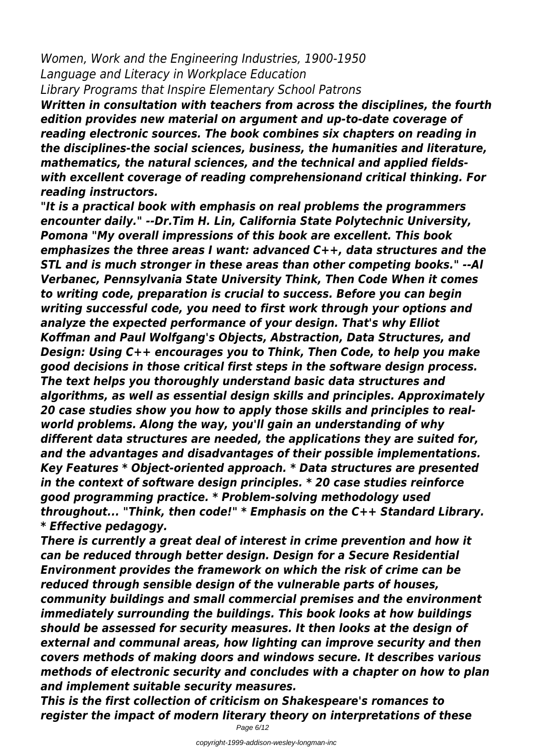*Women, Work and the Engineering Industries, 1900-1950*
*Language and Literacy in Workplace Education*
*Library Programs that Inspire Elementary School Patrons*

***Written in consultation with teachers from across the disciplines, the fourth edition provides new material on argument and up-to-date coverage of reading electronic sources. The book combines six chapters on reading in the disciplines-the social sciences, business, the humanities and literature, mathematics, the natural sciences, and the technical and applied fields-with excellent coverage of reading comprehensionand critical thinking. For reading instructors.***

***"It is a practical book with emphasis on real problems the programmers encounter daily." --Dr.Tim H. Lin, California State Polytechnic University, Pomona "My overall impressions of this book are excellent. This book emphasizes the three areas I want: advanced C++, data structures and the STL and is much stronger in these areas than other competing books." --Al Verbanec, Pennsylvania State University Think, Then Code When it comes to writing code, preparation is crucial to success. Before you can begin writing successful code, you need to first work through your options and analyze the expected performance of your design. That's why Elliot Koffman and Paul Wolfgang's Objects, Abstraction, Data Structures, and Design: Using C++ encourages you to Think, Then Code, to help you make good decisions in those critical first steps in the software design process. The text helps you thoroughly understand basic data structures and algorithms, as well as essential design skills and principles. Approximately 20 case studies show you how to apply those skills and principles to real-world problems. Along the way, you'll gain an understanding of why different data structures are needed, the applications they are suited for, and the advantages and disadvantages of their possible implementations. Key Features * Object-oriented approach. * Data structures are presented in the context of software design principles. * 20 case studies reinforce good programming practice. * Problem-solving methodology used throughout... "Think, then code!" * Emphasis on the C++ Standard Library. * Effective pedagogy.***

***There is currently a great deal of interest in crime prevention and how it can be reduced through better design. Design for a Secure Residential Environment provides the framework on which the risk of crime can be reduced through sensible design of the vulnerable parts of houses, community buildings and small commercial premises and the environment immediately surrounding the buildings. This book looks at how buildings should be assessed for security measures. It then looks at the design of external and communal areas, how lighting can improve security and then covers methods of making doors and windows secure. It describes various methods of electronic security and concludes with a chapter on how to plan and implement suitable security measures.***

***This is the first collection of criticism on Shakespeare's romances to register the impact of modern literary theory on interpretations of these***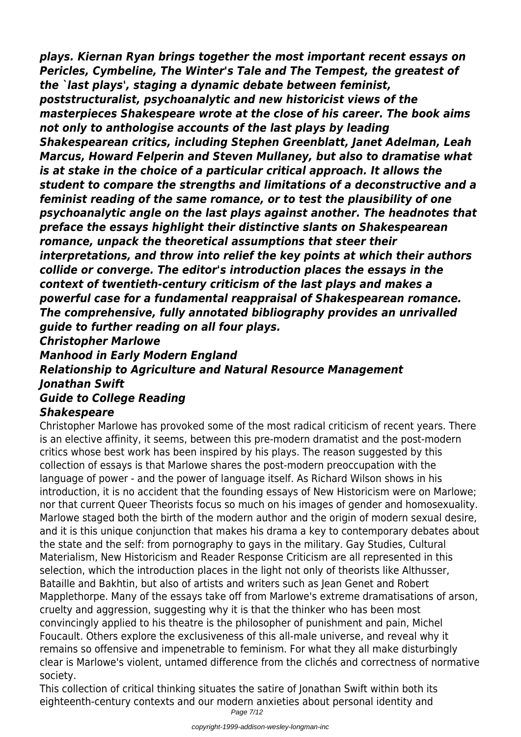***plays. Kiernan Ryan brings together the most important recent essays on Pericles, Cymbeline, The Winter's Tale and The Tempest, the greatest of the `last plays', staging a dynamic debate between feminist, poststructuralist, psychoanalytic and new historicist views of the masterpieces Shakespeare wrote at the close of his career. The book aims not only to anthologise accounts of the last plays by leading Shakespearean critics, including Stephen Greenblatt, Janet Adelman, Leah Marcus, Howard Felperin and Steven Mullaney, but also to dramatise what is at stake in the choice of a particular critical approach. It allows the student to compare the strengths and limitations of a deconstructive and a feminist reading of the same romance, or to test the plausibility of one psychoanalytic angle on the last plays against another. The headnotes that preface the essays highlight their distinctive slants on Shakespearean romance, unpack the theoretical assumptions that steer their interpretations, and throw into relief the key points at which their authors collide or converge. The editor's introduction places the essays in the context of twentieth-century criticism of the last plays and makes a powerful case for a fundamental reappraisal of Shakespearean romance. The comprehensive, fully annotated bibliography provides an unrivalled guide to further reading on all four plays.***

***Christopher Marlowe***

***Manhood in Early Modern England***

***Relationship to Agriculture and Natural Resource Management***

***Jonathan Swift***

***Guide to College Reading***

***Shakespeare***

Christopher Marlowe has provoked some of the most radical criticism of recent years. There is an elective affinity, it seems, between this pre-modern dramatist and the post-modern critics whose best work has been inspired by his plays. The reason suggested by this collection of essays is that Marlowe shares the post-modern preoccupation with the language of power - and the power of language itself. As Richard Wilson shows in his introduction, it is no accident that the founding essays of New Historicism were on Marlowe; nor that current Queer Theorists focus so much on his images of gender and homosexuality. Marlowe staged both the birth of the modern author and the origin of modern sexual desire, and it is this unique conjunction that makes his drama a key to contemporary debates about the state and the self: from pornography to gays in the military. Gay Studies, Cultural Materialism, New Historicism and Reader Response Criticism are all represented in this selection, which the introduction places in the light not only of theorists like Althusser, Bataille and Bakhtin, but also of artists and writers such as Jean Genet and Robert Mapplethorpe. Many of the essays take off from Marlowe's extreme dramatisations of arson, cruelty and aggression, suggesting why it is that the thinker who has been most convincingly applied to his theatre is the philosopher of punishment and pain, Michel Foucault. Others explore the exclusiveness of this all-male universe, and reveal why it remains so offensive and impenetrable to feminism. For what they all make disturbingly clear is Marlowe's violent, untamed difference from the clichés and correctness of normative society.

This collection of critical thinking situates the satire of Jonathan Swift within both its eighteenth-century contexts and our modern anxieties about personal identity and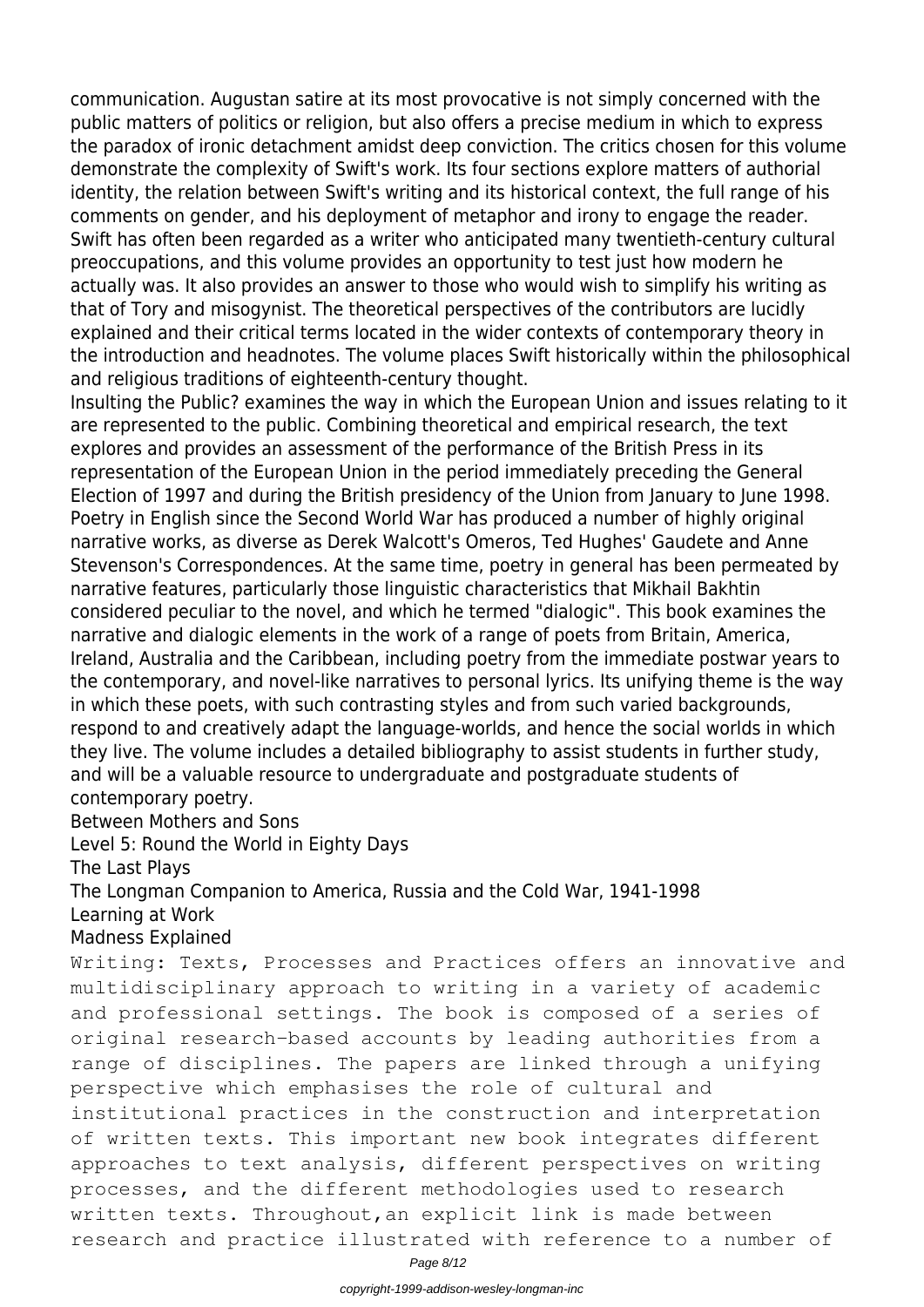communication. Augustan satire at its most provocative is not simply concerned with the public matters of politics or religion, but also offers a precise medium in which to express the paradox of ironic detachment amidst deep conviction. The critics chosen for this volume demonstrate the complexity of Swift's work. Its four sections explore matters of authorial identity, the relation between Swift's writing and its historical context, the full range of his comments on gender, and his deployment of metaphor and irony to engage the reader. Swift has often been regarded as a writer who anticipated many twentieth-century cultural preoccupations, and this volume provides an opportunity to test just how modern he actually was. It also provides an answer to those who would wish to simplify his writing as that of Tory and misogynist. The theoretical perspectives of the contributors are lucidly explained and their critical terms located in the wider contexts of contemporary theory in the introduction and headnotes. The volume places Swift historically within the philosophical and religious traditions of eighteenth-century thought.

Insulting the Public? examines the way in which the European Union and issues relating to it are represented to the public. Combining theoretical and empirical research, the text explores and provides an assessment of the performance of the British Press in its representation of the European Union in the period immediately preceding the General Election of 1997 and during the British presidency of the Union from January to June 1998.

Poetry in English since the Second World War has produced a number of highly original narrative works, as diverse as Derek Walcott's Omeros, Ted Hughes' Gaudete and Anne Stevenson's Correspondences. At the same time, poetry in general has been permeated by narrative features, particularly those linguistic characteristics that Mikhail Bakhtin considered peculiar to the novel, and which he termed "dialogic". This book examines the narrative and dialogic elements in the work of a range of poets from Britain, America, Ireland, Australia and the Caribbean, including poetry from the immediate postwar years to the contemporary, and novel-like narratives to personal lyrics. Its unifying theme is the way in which these poets, with such contrasting styles and from such varied backgrounds, respond to and creatively adapt the language-worlds, and hence the social worlds in which they live. The volume includes a detailed bibliography to assist students in further study, and will be a valuable resource to undergraduate and postgraduate students of contemporary poetry.

Between Mothers and Sons

Level 5: Round the World in Eighty Days

The Last Plays

The Longman Companion to America, Russia and the Cold War, 1941-1998

Learning at Work

Madness Explained

Writing: Texts, Processes and Practices offers an innovative and multidisciplinary approach to writing in a variety of academic and professional settings. The book is composed of a series of original research-based accounts by leading authorities from a range of disciplines. The papers are linked through a unifying perspective which emphasises the role of cultural and institutional practices in the construction and interpretation of written texts. This important new book integrates different approaches to text analysis, different perspectives on writing processes, and the different methodologies used to research written texts. Throughout,an explicit link is made between research and practice illustrated with reference to a number of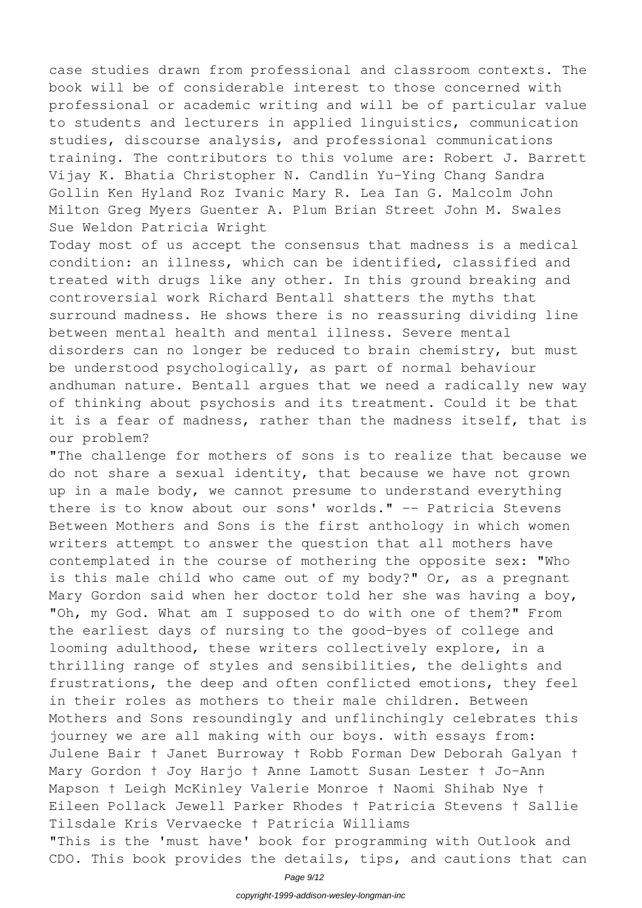case studies drawn from professional and classroom contexts. The book will be of considerable interest to those concerned with professional or academic writing and will be of particular value to students and lecturers in applied linguistics, communication studies, discourse analysis, and professional communications training. The contributors to this volume are: Robert J. Barrett Vijay K. Bhatia Christopher N. Candlin Yu-Ying Chang Sandra Gollin Ken Hyland Roz Ivanic Mary R. Lea Ian G. Malcolm John Milton Greg Myers Guenter A. Plum Brian Street John M. Swales Sue Weldon Patricia Wright

Today most of us accept the consensus that madness is a medical condition: an illness, which can be identified, classified and treated with drugs like any other. In this ground breaking and controversial work Richard Bentall shatters the myths that surround madness. He shows there is no reassuring dividing line between mental health and mental illness. Severe mental disorders can no longer be reduced to brain chemistry, but must be understood psychologically, as part of normal behaviour andhuman nature. Bentall argues that we need a radically new way of thinking about psychosis and its treatment. Could it be that it is a fear of madness, rather than the madness itself, that is our problem?

"The challenge for mothers of sons is to realize that because we do not share a sexual identity, that because we have not grown up in a male body, we cannot presume to understand everything there is to know about our sons' worlds." -- Patricia Stevens Between Mothers and Sons is the first anthology in which women writers attempt to answer the question that all mothers have contemplated in the course of mothering the opposite sex: "Who is this male child who came out of my body?" Or, as a pregnant Mary Gordon said when her doctor told her she was having a boy, "Oh, my God. What am I supposed to do with one of them?" From the earliest days of nursing to the good-byes of college and looming adulthood, these writers collectively explore, in a thrilling range of styles and sensibilities, the delights and frustrations, the deep and often conflicted emotions, they feel in their roles as mothers to their male children. Between Mothers and Sons resoundingly and unflinchingly celebrates this journey we are all making with our boys. with essays from: Julene Bair † Janet Burroway † Robb Forman Dew Deborah Galyan † Mary Gordon † Joy Harjo † Anne Lamott Susan Lester † Jo-Ann Mapson † Leigh McKinley Valerie Monroe † Naomi Shihab Nye † Eileen Pollack Jewell Parker Rhodes † Patricia Stevens † Sallie Tilsdale Kris Vervaecke † Patricia Williams

"This is the 'must have' book for programming with Outlook and CDO. This book provides the details, tips, and cautions that can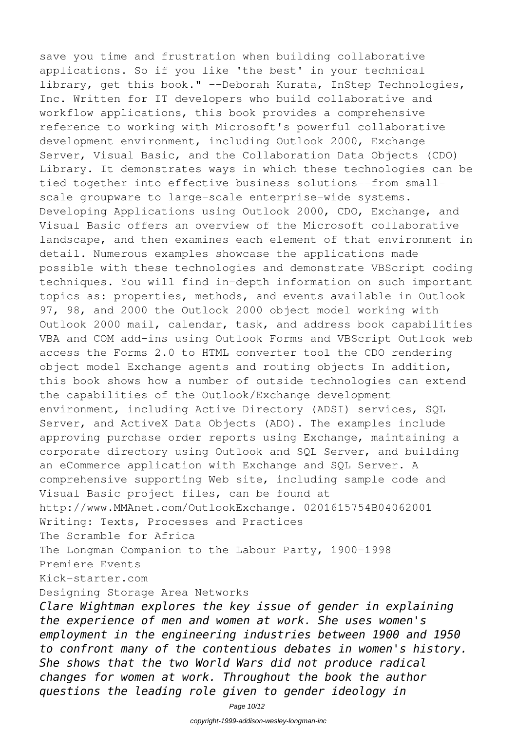save you time and frustration when building collaborative applications. So if you like 'the best' in your technical library, get this book." --Deborah Kurata, InStep Technologies, Inc. Written for IT developers who build collaborative and workflow applications, this book provides a comprehensive reference to working with Microsoft's powerful collaborative development environment, including Outlook 2000, Exchange Server, Visual Basic, and the Collaboration Data Objects (CDO) Library. It demonstrates ways in which these technologies can be tied together into effective business solutions--from small-scale groupware to large-scale enterprise-wide systems. Developing Applications using Outlook 2000, CDO, Exchange, and Visual Basic offers an overview of the Microsoft collaborative landscape, and then examines each element of that environment in detail. Numerous examples showcase the applications made possible with these technologies and demonstrate VBScript coding techniques. You will find in-depth information on such important topics as: properties, methods, and events available in Outlook 97, 98, and 2000 the Outlook 2000 object model working with Outlook 2000 mail, calendar, task, and address book capabilities VBA and COM add-ins using Outlook Forms and VBScript Outlook web access the Forms 2.0 to HTML converter tool the CDO rendering object model Exchange agents and routing objects In addition, this book shows how a number of outside technologies can extend the capabilities of the Outlook/Exchange development environment, including Active Directory (ADSI) services, SQL Server, and ActiveX Data Objects (ADO). The examples include approving purchase order reports using Exchange, maintaining a corporate directory using Outlook and SQL Server, and building an eCommerce application with Exchange and SQL Server. A comprehensive supporting Web site, including sample code and Visual Basic project files, can be found at http://www.MMAnet.com/OutlookExchange. 0201615754B04062001

Writing: Texts, Processes and Practices

The Scramble for Africa

The Longman Companion to the Labour Party, 1900-1998

Premiere Events

Kick-starter.com

Designing Storage Area Networks

*Clare Wightman explores the key issue of gender in explaining the experience of men and women at work. She uses women's employment in the engineering industries between 1900 and 1950 to confront many of the contentious debates in women's history. She shows that the two World Wars did not produce radical changes for women at work. Throughout the book the author questions the leading role given to gender ideology in*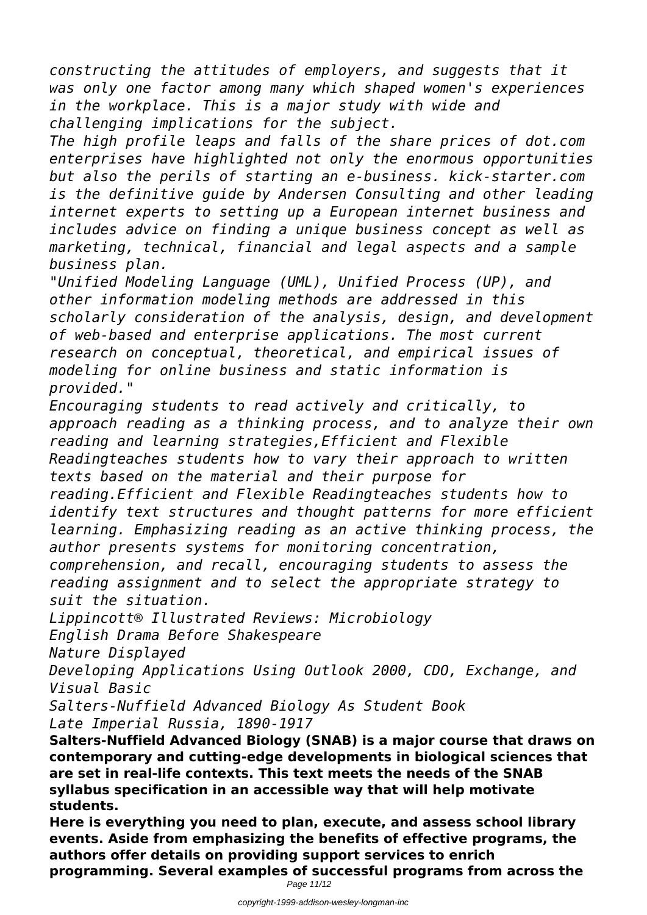*constructing the attitudes of employers, and suggests that it was only one factor among many which shaped women's experiences in the workplace. This is a major study with wide and challenging implications for the subject.*

*The high profile leaps and falls of the share prices of dot.com enterprises have highlighted not only the enormous opportunities but also the perils of starting an e-business. kick-starter.com is the definitive guide by Andersen Consulting and other leading internet experts to setting up a European internet business and includes advice on finding a unique business concept as well as marketing, technical, financial and legal aspects and a sample business plan.*

*"Unified Modeling Language (UML), Unified Process (UP), and other information modeling methods are addressed in this scholarly consideration of the analysis, design, and development of web-based and enterprise applications. The most current research on conceptual, theoretical, and empirical issues of modeling for online business and static information is provided."*

*Encouraging students to read actively and critically, to approach reading as a thinking process, and to analyze their own reading and learning strategies,Efficient and Flexible Readingteaches students how to vary their approach to written texts based on the material and their purpose for reading.Efficient and Flexible Readingteaches students how to identify text structures and thought patterns for more efficient learning. Emphasizing reading as an active thinking process, the author presents systems for monitoring concentration, comprehension, and recall, encouraging students to assess the reading assignment and to select the appropriate strategy to suit the situation.*

*Lippincott® Illustrated Reviews: Microbiology*

*English Drama Before Shakespeare*

*Nature Displayed*

*Developing Applications Using Outlook 2000, CDO, Exchange, and Visual Basic*

*Salters-Nuffield Advanced Biology As Student Book*

*Late Imperial Russia, 1890-1917*

**Salters-Nuffield Advanced Biology (SNAB) is a major course that draws on contemporary and cutting-edge developments in biological sciences that are set in real-life contexts. This text meets the needs of the SNAB syllabus specification in an accessible way that will help motivate students.**

**Here is everything you need to plan, execute, and assess school library events. Aside from emphasizing the benefits of effective programs, the authors offer details on providing support services to enrich programming. Several examples of successful programs from across the**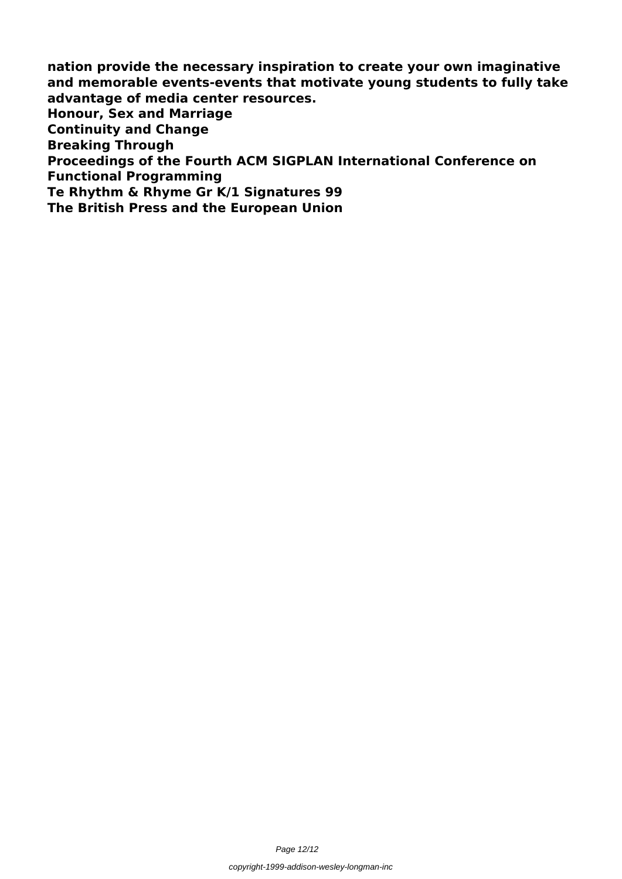**nation provide the necessary inspiration to create your own imaginative and memorable events-events that motivate young students to fully take advantage of media center resources.**

**Honour, Sex and Marriage**

**Continuity and Change**

**Breaking Through**

**Proceedings of the Fourth ACM SIGPLAN International Conference on Functional Programming**

**Te Rhythm & Rhyme Gr K/1 Signatures 99**

**The British Press and the European Union**